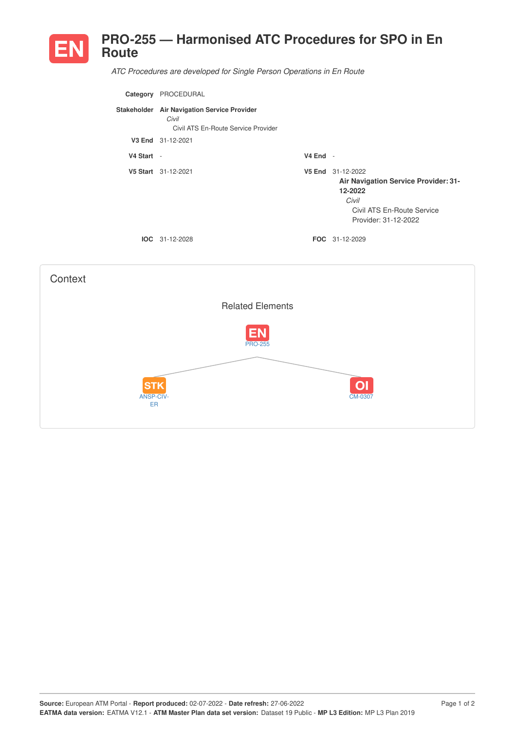# EN PRO-255 — Harmonised ATC Procedures for SPO in En Route

*ATC Procedures are developed for Single Person Operations in En Route*

**Category** PROCEDURAL

**Stakeholder** **Air Navigation Service Provider**
*Civil*
Civil ATS En-Route Service Provider

**V3 End** 31-12-2021

**V4 Start** -

**V4 End** -

**V5 Start** 31-12-2021

**V5 End** 31-12-2022
**Air Navigation Service Provider: 31-12-2022**
*Civil*
Civil ATS En-Route Service Provider: 31-12-2022

**IOC** 31-12-2028

**FOC** 31-12-2029

## Context

Related Elements

EN PRO-255

STK ANSP-CIV-ER

OI CM-0307

**Source:** European ATM Portal - **Report produced:** 02-07-2022 - **Date refresh:** 27-06-2022
**EATMA data version:** EATMA V12.1 - **ATM Master Plan data set version:** Dataset 19 Public - **MP L3 Edition:** MP L3 Plan 2019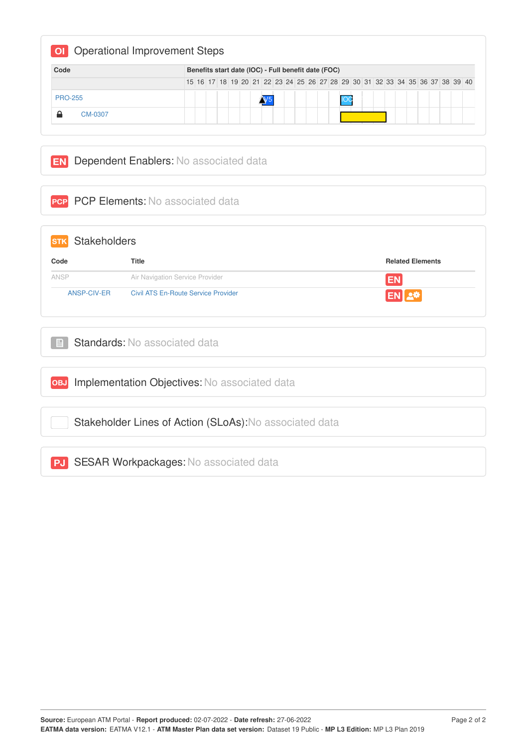## OI Operational Improvement Steps

| Code | Benefits start date (IOC) - Full benefit date (FOC) | | | | | | | | | | | | | | | | | | | | | | | | | |
|---|---|---|---|---|---|---|---|---|---|---|---|---|---|---|---|---|---|---|---|---|---|---|---|---|---|---|
| | 15 | 16 | 17 | 18 | 19 | 20 | 21 | 22 | 23 | 24 | 25 | 26 | 27 | 28 | 29 | 30 | 31 | 32 | 33 | 34 | 35 | 36 | 37 | 38 | 39 | 40 |
| PRO-255 | | | | | | | | V5 | | | | | | | IOC | | | | | | | | | | | |
| CM-0307 | | | | | | | | | | | | | | | | | | | | | | | | | | |

## EN Dependent Enablers: No associated data

## PCP PCP Elements: No associated data

## STK Stakeholders

| Code | Title | Related Elements |
|---|---|---|
| ANSP | Air Navigation Service Provider | EN |
| ANSP-CIV-ER | Civil ATS En-Route Service Provider | EN |

## Standards: No associated data

## OBJ Implementation Objectives: No associated data

## Stakeholder Lines of Action (SLoAs): No associated data

## PJ SESAR Workpackages: No associated data

**Source:** European ATM Portal - **Report produced:** 02-07-2022 - **Date refresh:** 27-06-2022
**EATMA data version:** EATMA V12.1 - **ATM Master Plan data set version:** Dataset 19 Public - **MP L3 Edition:** MP L3 Plan 2019